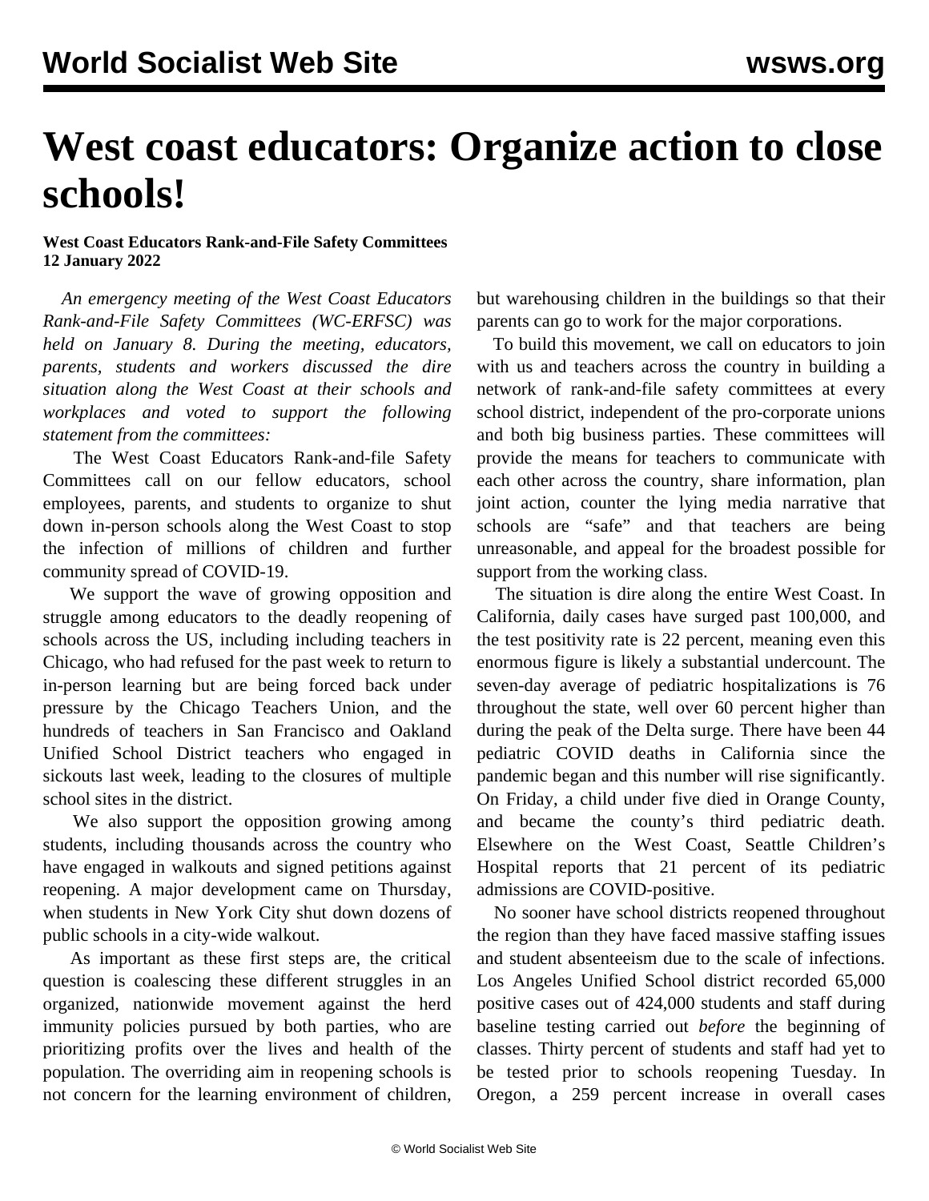# West coast educators: Organize action to close schools!

**West Coast Educators Rank-and-File Safety Committees**
**12 January 2022**

*An emergency meeting of the West Coast Educators Rank-and-File Safety Committees (WC-ERFSC) was held on January 8. During the meeting, educators, parents, students and workers discussed the dire situation along the West Coast at their schools and workplaces and voted to support the following statement from the committees:*

The West Coast Educators Rank-and-file Safety Committees call on our fellow educators, school employees, parents, and students to organize to shut down in-person schools along the West Coast to stop the infection of millions of children and further community spread of COVID-19.

We support the wave of growing opposition and struggle among educators to the deadly reopening of schools across the US, including including teachers in Chicago, who had refused for the past week to return to in-person learning but are being forced back under pressure by the Chicago Teachers Union, and the hundreds of teachers in San Francisco and Oakland Unified School District teachers who engaged in sickouts last week, leading to the closures of multiple school sites in the district.

We also support the opposition growing among students, including thousands across the country who have engaged in walkouts and signed petitions against reopening. A major development came on Thursday, when students in New York City shut down dozens of public schools in a city-wide walkout.

As important as these first steps are, the critical question is coalescing these different struggles in an organized, nationwide movement against the herd immunity policies pursued by both parties, who are prioritizing profits over the lives and health of the population. The overriding aim in reopening schools is not concern for the learning environment of children, but warehousing children in the buildings so that their parents can go to work for the major corporations.

To build this movement, we call on educators to join with us and teachers across the country in building a network of rank-and-file safety committees at every school district, independent of the pro-corporate unions and both big business parties. These committees will provide the means for teachers to communicate with each other across the country, share information, plan joint action, counter the lying media narrative that schools are "safe" and that teachers are being unreasonable, and appeal for the broadest possible for support from the working class.

The situation is dire along the entire West Coast. In California, daily cases have surged past 100,000, and the test positivity rate is 22 percent, meaning even this enormous figure is likely a substantial undercount. The seven-day average of pediatric hospitalizations is 76 throughout the state, well over 60 percent higher than during the peak of the Delta surge. There have been 44 pediatric COVID deaths in California since the pandemic began and this number will rise significantly. On Friday, a child under five died in Orange County, and became the county's third pediatric death. Elsewhere on the West Coast, Seattle Children's Hospital reports that 21 percent of its pediatric admissions are COVID-positive.

No sooner have school districts reopened throughout the region than they have faced massive staffing issues and student absenteeism due to the scale of infections. Los Angeles Unified School district recorded 65,000 positive cases out of 424,000 students and staff during baseline testing carried out *before* the beginning of classes. Thirty percent of students and staff had yet to be tested prior to schools reopening Tuesday. In Oregon, a 259 percent increase in overall cases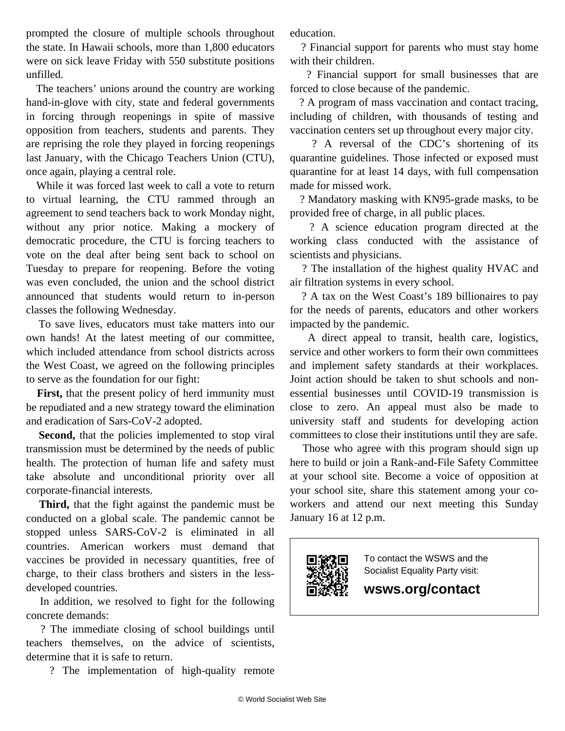prompted the closure of multiple schools throughout the state. In Hawaii schools, more than 1,800 educators were on sick leave Friday with 550 substitute positions unfilled.

The teachers' unions around the country are working hand-in-glove with city, state and federal governments in forcing through reopenings in spite of massive opposition from teachers, students and parents. They are reprising the role they played in forcing reopenings last January, with the Chicago Teachers Union (CTU), once again, playing a central role.

While it was forced last week to call a vote to return to virtual learning, the CTU rammed through an agreement to send teachers back to work Monday night, without any prior notice. Making a mockery of democratic procedure, the CTU is forcing teachers to vote on the deal after being sent back to school on Tuesday to prepare for reopening. Before the voting was even concluded, the union and the school district announced that students would return to in-person classes the following Wednesday.

To save lives, educators must take matters into our own hands! At the latest meeting of our committee, which included attendance from school districts across the West Coast, we agreed on the following principles to serve as the foundation for our fight:

**First,** that the present policy of herd immunity must be repudiated and a new strategy toward the elimination and eradication of Sars-CoV-2 adopted.

**Second,** that the policies implemented to stop viral transmission must be determined by the needs of public health. The protection of human life and safety must take absolute and unconditional priority over all corporate-financial interests.

**Third,** that the fight against the pandemic must be conducted on a global scale. The pandemic cannot be stopped unless SARS-CoV-2 is eliminated in all countries. American workers must demand that vaccines be provided in necessary quantities, free of charge, to their class brothers and sisters in the less-developed countries.

In addition, we resolved to fight for the following concrete demands:

? The immediate closing of school buildings until teachers themselves, on the advice of scientists, determine that it is safe to return.

? The implementation of high-quality remote education.

? Financial support for parents who must stay home with their children.

? Financial support for small businesses that are forced to close because of the pandemic.

? A program of mass vaccination and contact tracing, including of children, with thousands of testing and vaccination centers set up throughout every major city.

? A reversal of the CDC's shortening of its quarantine guidelines. Those infected or exposed must quarantine for at least 14 days, with full compensation made for missed work.

? Mandatory masking with KN95-grade masks, to be provided free of charge, in all public places.

? A science education program directed at the working class conducted with the assistance of scientists and physicians.

? The installation of the highest quality HVAC and air filtration systems in every school.

? A tax on the West Coast's 189 billionaires to pay for the needs of parents, educators and other workers impacted by the pandemic.

A direct appeal to transit, health care, logistics, service and other workers to form their own committees and implement safety standards at their workplaces. Joint action should be taken to shut schools and non-essential businesses until COVID-19 transmission is close to zero. An appeal must also be made to university staff and students for developing action committees to close their institutions until they are safe.

Those who agree with this program should sign up here to build or join a Rank-and-File Safety Committee at your school site. Become a voice of opposition at your school site, share this statement among your co-workers and attend our next meeting this Sunday January 16 at 12 p.m.

To contact the WSWS and the Socialist Equality Party visit:

**wsws.org/contact**